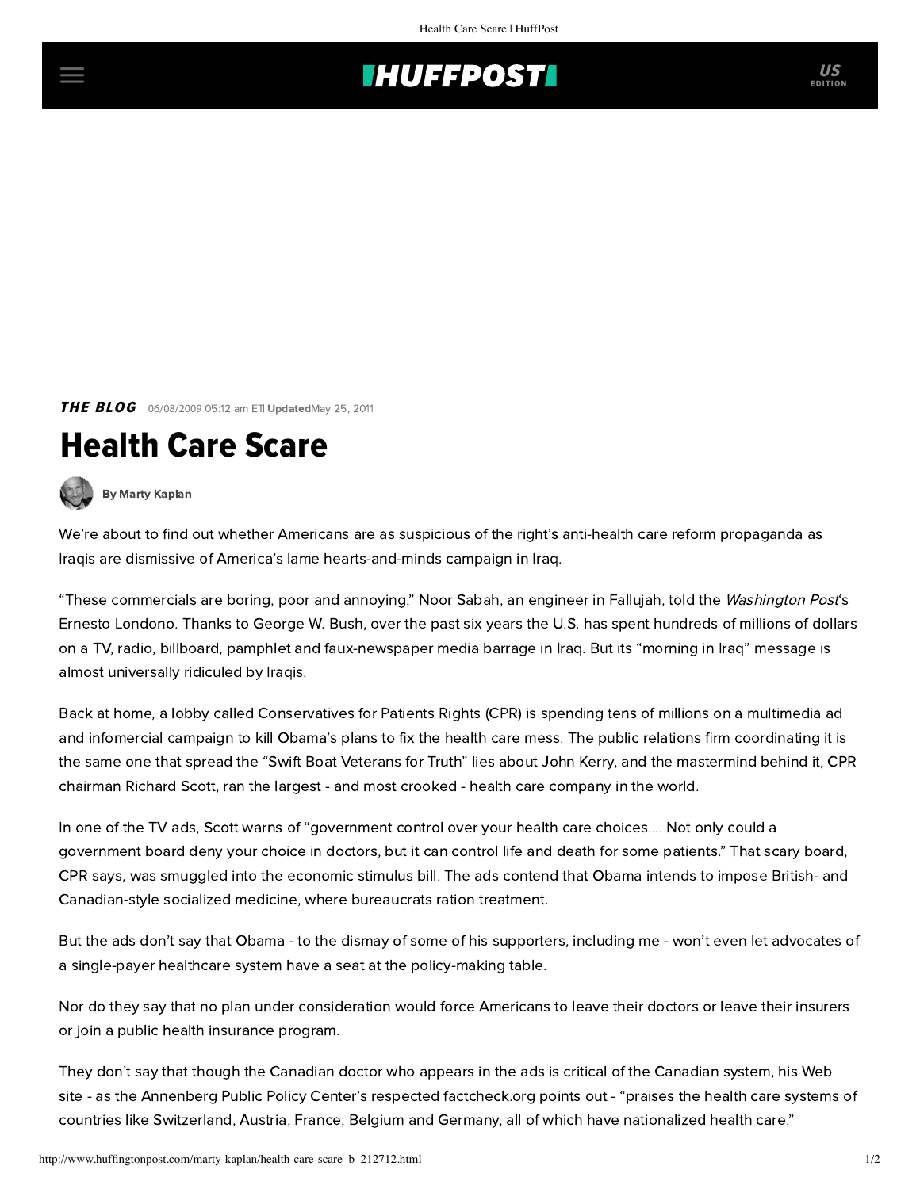**THE BLOG** 06/08/2009 05:12 am ET| **Updated** May 25, 2011

# Health Care Scare

**By Marty Kaplan**

We're about to find out whether Americans are as suspicious of the right's anti-health care reform propaganda as Iraqis are dismissive of America's lame hearts-and-minds campaign in Iraq.

"These commercials are boring, poor and annoying," Noor Sabah, an engineer in Fallujah, told the *Washington Post*'s Ernesto Londono. Thanks to George W. Bush, over the past six years the U.S. has spent hundreds of millions of dollars on a TV, radio, billboard, pamphlet and faux-newspaper media barrage in Iraq. But its "morning in Iraq" message is almost universally ridiculed by Iraqis.

Back at home, a lobby called Conservatives for Patients Rights (CPR) is spending tens of millions on a multimedia ad and infomercial campaign to kill Obama's plans to fix the health care mess. The public relations firm coordinating it is the same one that spread the "Swift Boat Veterans for Truth" lies about John Kerry, and the mastermind behind it, CPR chairman Richard Scott, ran the largest - and most crooked - health care company in the world.

In one of the TV ads, Scott warns of "government control over your health care choices.... Not only could a government board deny your choice in doctors, but it can control life and death for some patients." That scary board, CPR says, was smuggled into the economic stimulus bill. The ads contend that Obama intends to impose British- and Canadian-style socialized medicine, where bureaucrats ration treatment.

But the ads don't say that Obama - to the dismay of some of his supporters, including me - won't even let advocates of a single-payer healthcare system have a seat at the policy-making table.

Nor do they say that no plan under consideration would force Americans to leave their doctors or leave their insurers or join a public health insurance program.

They don't say that though the Canadian doctor who appears in the ads is critical of the Canadian system, his Web site - as the Annenberg Public Policy Center's respected factcheck.org points out - "praises the health care systems of countries like Switzerland, Austria, France, Belgium and Germany, all of which have nationalized health care."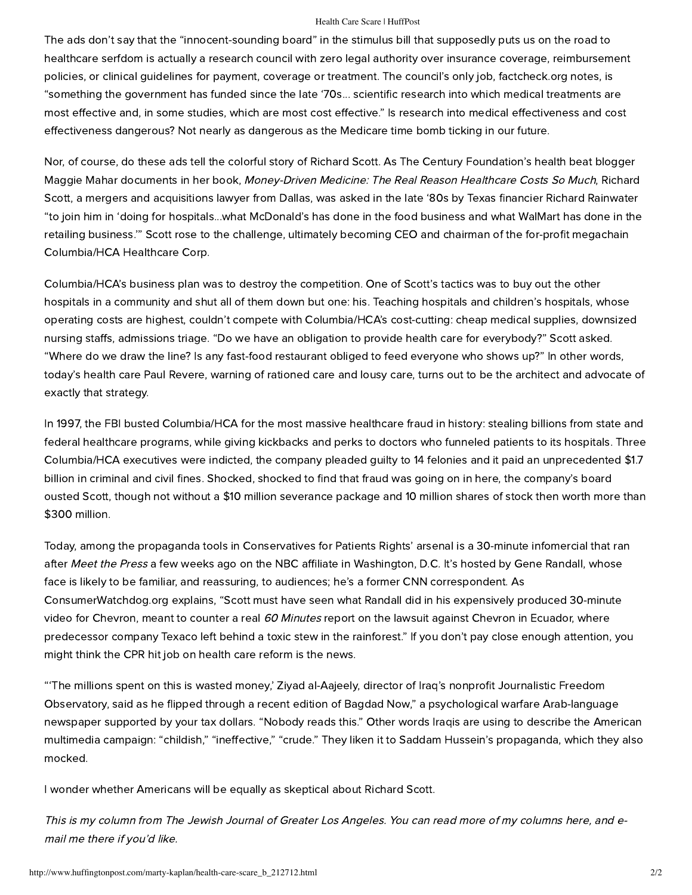The ads don't say that the "innocent-sounding board" in the stimulus bill that supposedly puts us on the road to healthcare serfdom is actually a research council with zero legal authority over insurance coverage, reimbursement policies, or clinical guidelines for payment, coverage or treatment. The council's only job, factcheck.org notes, is "something the government has funded since the late '70s... scientific research into which medical treatments are most effective and, in some studies, which are most cost effective." Is research into medical effectiveness and cost effectiveness dangerous? Not nearly as dangerous as the Medicare time bomb ticking in our future.

Nor, of course, do these ads tell the colorful story of Richard Scott. As The Century Foundation's health beat blogger Maggie Mahar documents in her book, *Money-Driven Medicine: The Real Reason Healthcare Costs So Much*, Richard Scott, a mergers and acquisitions lawyer from Dallas, was asked in the late '80s by Texas financier Richard Rainwater "to join him in 'doing for hospitals...what McDonald's has done in the food business and what WalMart has done in the retailing business.'" Scott rose to the challenge, ultimately becoming CEO and chairman of the for-profit megachain Columbia/HCA Healthcare Corp.

Columbia/HCA's business plan was to destroy the competition. One of Scott's tactics was to buy out the other hospitals in a community and shut all of them down but one: his. Teaching hospitals and children's hospitals, whose operating costs are highest, couldn't compete with Columbia/HCA's cost-cutting: cheap medical supplies, downsized nursing staffs, admissions triage. "Do we have an obligation to provide health care for everybody?" Scott asked. "Where do we draw the line? Is any fast-food restaurant obliged to feed everyone who shows up?" In other words, today's health care Paul Revere, warning of rationed care and lousy care, turns out to be the architect and advocate of exactly that strategy.

In 1997, the FBI busted Columbia/HCA for the most massive healthcare fraud in history: stealing billions from state and federal healthcare programs, while giving kickbacks and perks to doctors who funneled patients to its hospitals. Three Columbia/HCA executives were indicted, the company pleaded guilty to 14 felonies and it paid an unprecedented $1.7 billion in criminal and civil fines. Shocked, shocked to find that fraud was going on in here, the company's board ousted Scott, though not without a $10 million severance package and 10 million shares of stock then worth more than $300 million.

Today, among the propaganda tools in Conservatives for Patients Rights' arsenal is a 30-minute infomercial that ran after *Meet the Press* a few weeks ago on the NBC affiliate in Washington, D.C. It's hosted by Gene Randall, whose face is likely to be familiar, and reassuring, to audiences; he's a former CNN correspondent. As ConsumerWatchdog.org explains, "Scott must have seen what Randall did in his expensively produced 30-minute video for Chevron, meant to counter a real *60 Minutes* report on the lawsuit against Chevron in Ecuador, where predecessor company Texaco left behind a toxic stew in the rainforest." If you don't pay close enough attention, you might think the CPR hit job on health care reform is the news.

"'The millions spent on this is wasted money,' Ziyad al-Aajeely, director of Iraq's nonprofit Journalistic Freedom Observatory, said as he flipped through a recent edition of Bagdad Now," a psychological warfare Arab-language newspaper supported by your tax dollars. "Nobody reads this." Other words Iraqis are using to describe the American multimedia campaign: "childish," "ineffective," "crude." They liken it to Saddam Hussein's propaganda, which they also mocked.

I wonder whether Americans will be equally as skeptical about Richard Scott.

*This is my column from The Jewish Journal of Greater Los Angeles. You can read more of my columns here, and e-mail me there if you'd like.*